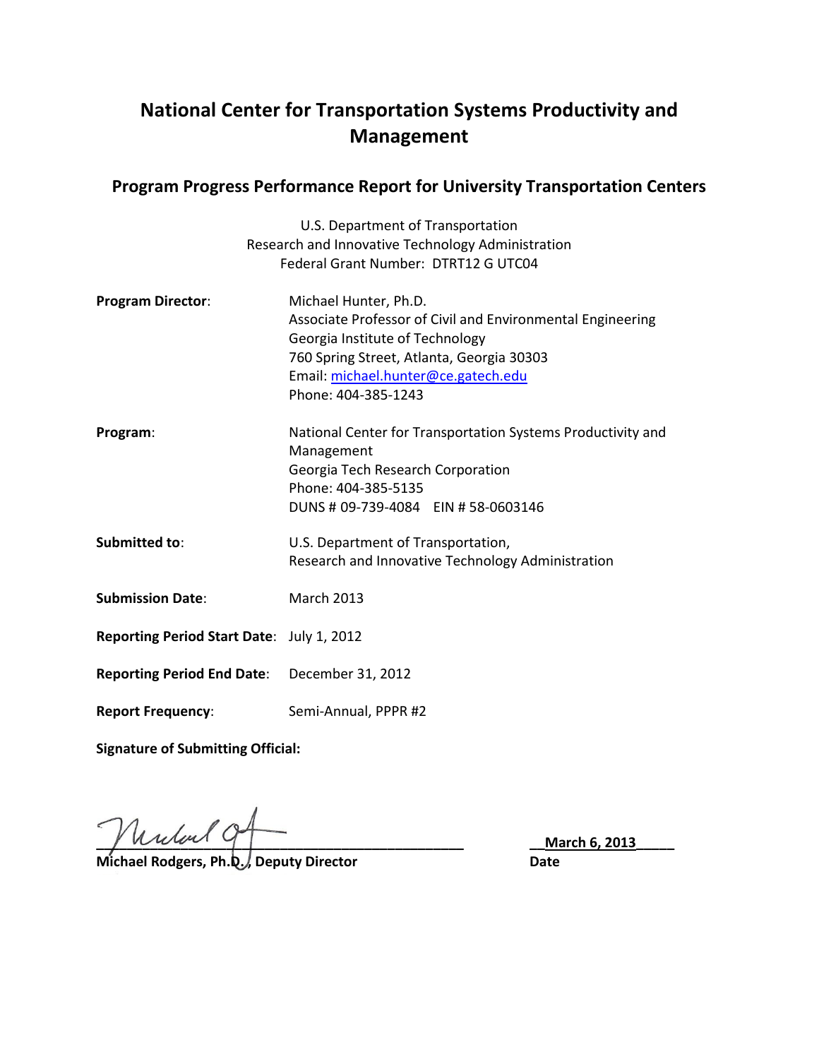# National Center for Transportation Systems Productivity and Management

## Program Progress Performance Report for University Transportation Centers

U.S. Department of Transportation
Research and Innovative Technology Administration
Federal Grant Number: DTRT12 G UTC04

**Program Director**: Michael Hunter, Ph.D.
Associate Professor of Civil and Environmental Engineering
Georgia Institute of Technology
760 Spring Street, Atlanta, Georgia 30303
Email: michael.hunter@ce.gatech.edu
Phone: 404-385-1243

**Program**: National Center for Transportation Systems Productivity and Management
Georgia Tech Research Corporation
Phone: 404-385-5135
DUNS # 09-739-4084 EIN # 58-0603146

**Submitted to**: U.S. Department of Transportation,
Research and Innovative Technology Administration

**Submission Date**: March 2013

**Reporting Period Start Date**: July 1, 2012

**Reporting Period End Date**: December 31, 2012

**Report Frequency**: Semi-Annual, PPPR #2

**Signature of Submitting Official:**

**Michael Rodgers, Ph.D., Deputy Director** **March 6, 2013**

**Date**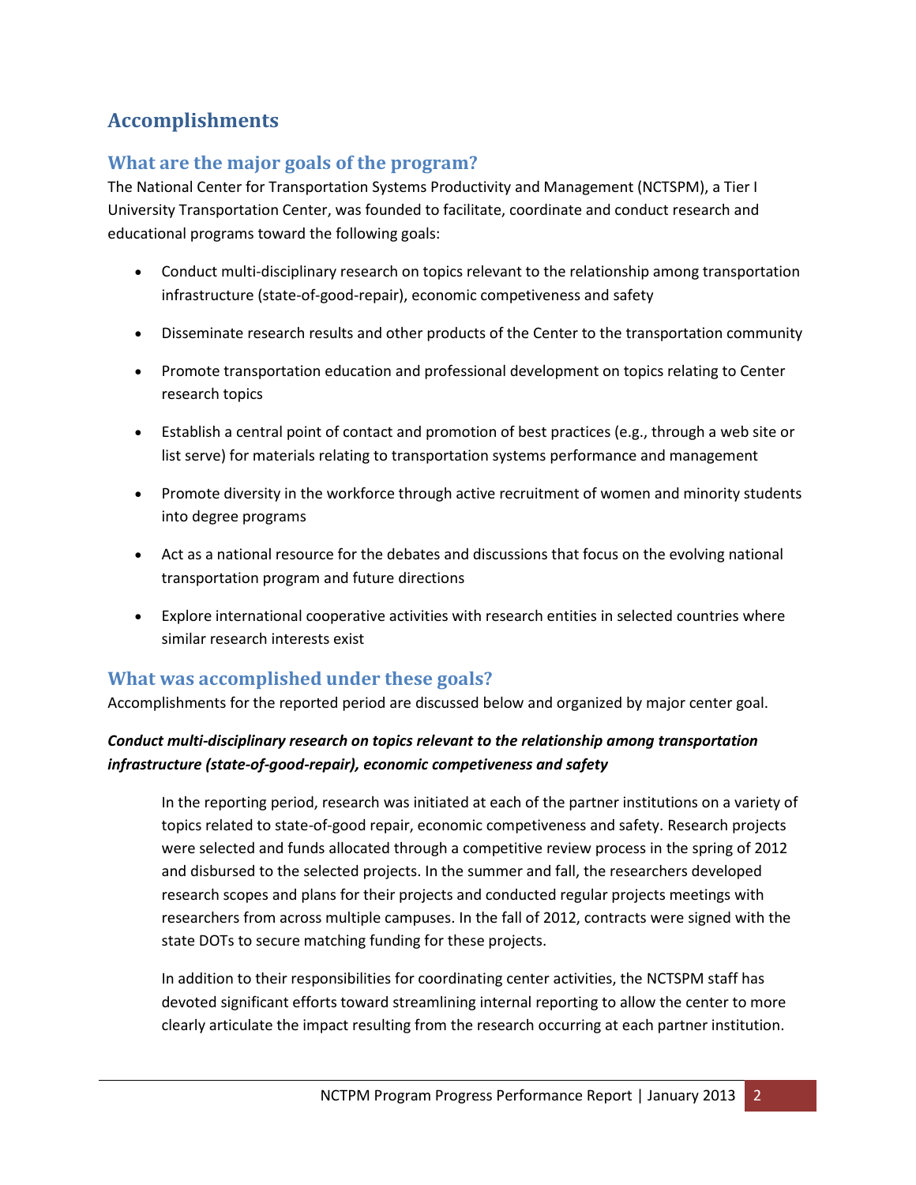# Accomplishments

## What are the major goals of the program?

The National Center for Transportation Systems Productivity and Management (NCTSPM), a Tier I University Transportation Center, was founded to facilitate, coordinate and conduct research and educational programs toward the following goals:

- Conduct multi-disciplinary research on topics relevant to the relationship among transportation infrastructure (state-of-good-repair), economic competiveness and safety
- Disseminate research results and other products of the Center to the transportation community
- Promote transportation education and professional development on topics relating to Center research topics
- Establish a central point of contact and promotion of best practices (e.g., through a web site or list serve) for materials relating to transportation systems performance and management
- Promote diversity in the workforce through active recruitment of women and minority students into degree programs
- Act as a national resource for the debates and discussions that focus on the evolving national transportation program and future directions
- Explore international cooperative activities with research entities in selected countries where similar research interests exist

## What was accomplished under these goals?

Accomplishments for the reported period are discussed below and organized by major center goal.

***Conduct multi-disciplinary research on topics relevant to the relationship among transportation infrastructure (state-of-good-repair), economic competiveness and safety***

In the reporting period, research was initiated at each of the partner institutions on a variety of topics related to state-of-good repair, economic competiveness and safety. Research projects were selected and funds allocated through a competitive review process in the spring of 2012 and disbursed to the selected projects. In the summer and fall, the researchers developed research scopes and plans for their projects and conducted regular projects meetings with researchers from across multiple campuses. In the fall of 2012, contracts were signed with the state DOTs to secure matching funding for these projects.

In addition to their responsibilities for coordinating center activities, the NCTSPM staff has devoted significant efforts toward streamlining internal reporting to allow the center to more clearly articulate the impact resulting from the research occurring at each partner institution.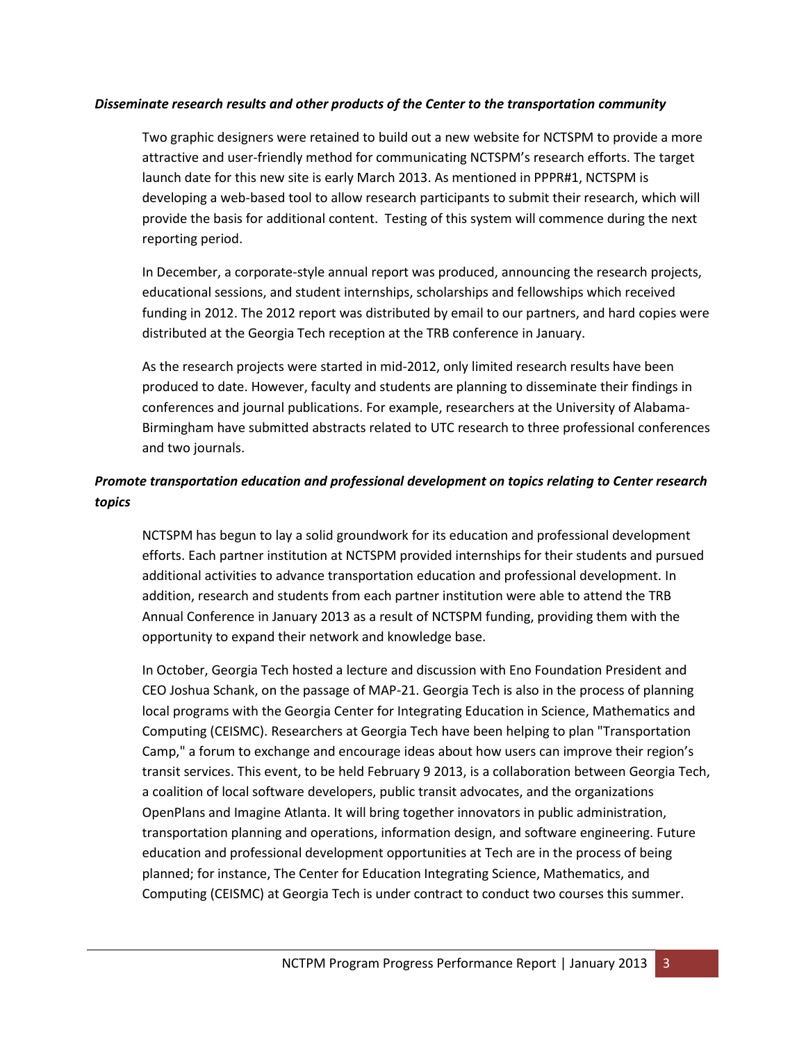***Disseminate research results and other products of the Center to the transportation community***

Two graphic designers were retained to build out a new website for NCTSPM to provide a more attractive and user-friendly method for communicating NCTSPM's research efforts. The target launch date for this new site is early March 2013. As mentioned in PPPR#1, NCTSPM is developing a web-based tool to allow research participants to submit their research, which will provide the basis for additional content. Testing of this system will commence during the next reporting period.

In December, a corporate-style annual report was produced, announcing the research projects, educational sessions, and student internships, scholarships and fellowships which received funding in 2012. The 2012 report was distributed by email to our partners, and hard copies were distributed at the Georgia Tech reception at the TRB conference in January.

As the research projects were started in mid-2012, only limited research results have been produced to date. However, faculty and students are planning to disseminate their findings in conferences and journal publications. For example, researchers at the University of Alabama-Birmingham have submitted abstracts related to UTC research to three professional conferences and two journals.

***Promote transportation education and professional development on topics relating to Center research topics***

NCTSPM has begun to lay a solid groundwork for its education and professional development efforts. Each partner institution at NCTSPM provided internships for their students and pursued additional activities to advance transportation education and professional development. In addition, research and students from each partner institution were able to attend the TRB Annual Conference in January 2013 as a result of NCTSPM funding, providing them with the opportunity to expand their network and knowledge base.

In October, Georgia Tech hosted a lecture and discussion with Eno Foundation President and CEO Joshua Schank, on the passage of MAP-21. Georgia Tech is also in the process of planning local programs with the Georgia Center for Integrating Education in Science, Mathematics and Computing (CEISMC). Researchers at Georgia Tech have been helping to plan "Transportation Camp," a forum to exchange and encourage ideas about how users can improve their region's transit services. This event, to be held February 9 2013, is a collaboration between Georgia Tech, a coalition of local software developers, public transit advocates, and the organizations OpenPlans and Imagine Atlanta. It will bring together innovators in public administration, transportation planning and operations, information design, and software engineering. Future education and professional development opportunities at Tech are in the process of being planned; for instance, The Center for Education Integrating Science, Mathematics, and Computing (CEISMC) at Georgia Tech is under contract to conduct two courses this summer.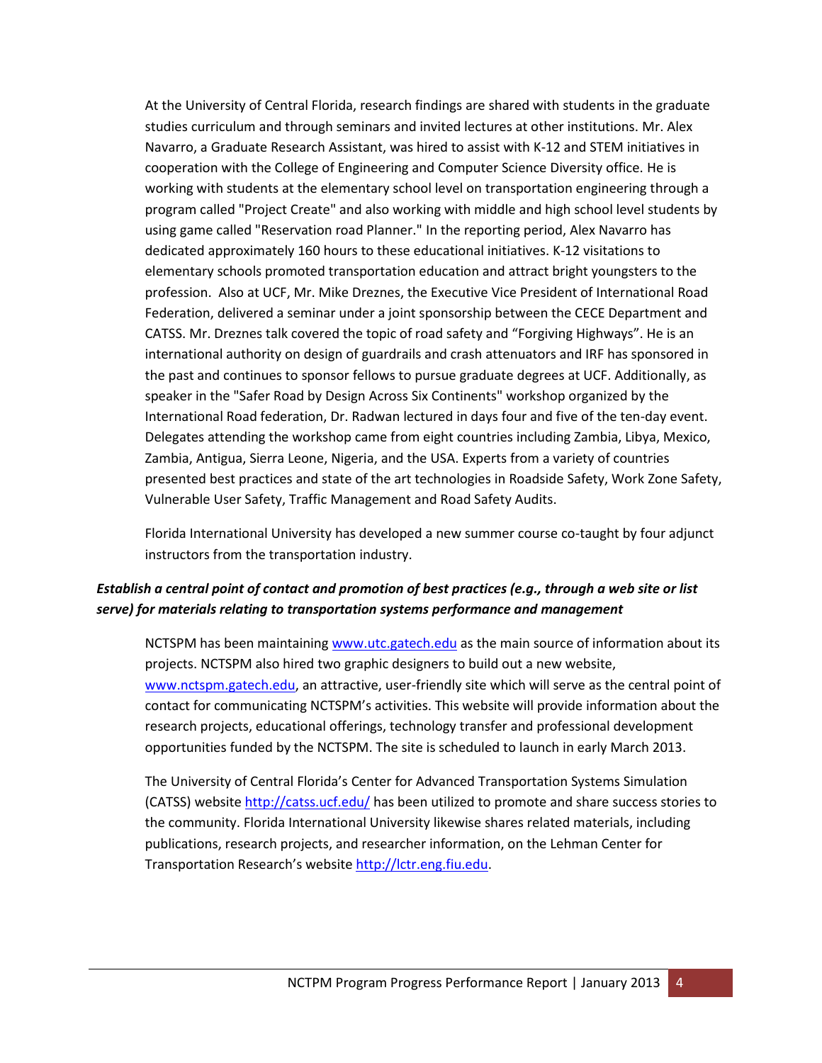At the University of Central Florida, research findings are shared with students in the graduate studies curriculum and through seminars and invited lectures at other institutions. Mr. Alex Navarro, a Graduate Research Assistant, was hired to assist with K-12 and STEM initiatives in cooperation with the College of Engineering and Computer Science Diversity office. He is working with students at the elementary school level on transportation engineering through a program called "Project Create" and also working with middle and high school level students by using game called "Reservation road Planner." In the reporting period, Alex Navarro has dedicated approximately 160 hours to these educational initiatives. K-12 visitations to elementary schools promoted transportation education and attract bright youngsters to the profession. Also at UCF, Mr. Mike Dreznes, the Executive Vice President of International Road Federation, delivered a seminar under a joint sponsorship between the CECE Department and CATSS. Mr. Dreznes talk covered the topic of road safety and “Forgiving Highways”. He is an international authority on design of guardrails and crash attenuators and IRF has sponsored in the past and continues to sponsor fellows to pursue graduate degrees at UCF. Additionally, as speaker in the "Safer Road by Design Across Six Continents" workshop organized by the International Road federation, Dr. Radwan lectured in days four and five of the ten-day event. Delegates attending the workshop came from eight countries including Zambia, Libya, Mexico, Zambia, Antigua, Sierra Leone, Nigeria, and the USA. Experts from a variety of countries presented best practices and state of the art technologies in Roadside Safety, Work Zone Safety, Vulnerable User Safety, Traffic Management and Road Safety Audits.

Florida International University has developed a new summer course co-taught by four adjunct instructors from the transportation industry.

***Establish a central point of contact and promotion of best practices (e.g., through a web site or list serve) for materials relating to transportation systems performance and management***

NCTSPM has been maintaining www.utc.gatech.edu as the main source of information about its projects. NCTSPM also hired two graphic designers to build out a new website, www.nctspm.gatech.edu, an attractive, user-friendly site which will serve as the central point of contact for communicating NCTSPM’s activities. This website will provide information about the research projects, educational offerings, technology transfer and professional development opportunities funded by the NCTSPM. The site is scheduled to launch in early March 2013.

The University of Central Florida’s Center for Advanced Transportation Systems Simulation (CATSS) website http://catss.ucf.edu/ has been utilized to promote and share success stories to the community. Florida International University likewise shares related materials, including publications, research projects, and researcher information, on the Lehman Center for Transportation Research’s website http://lctr.eng.fiu.edu.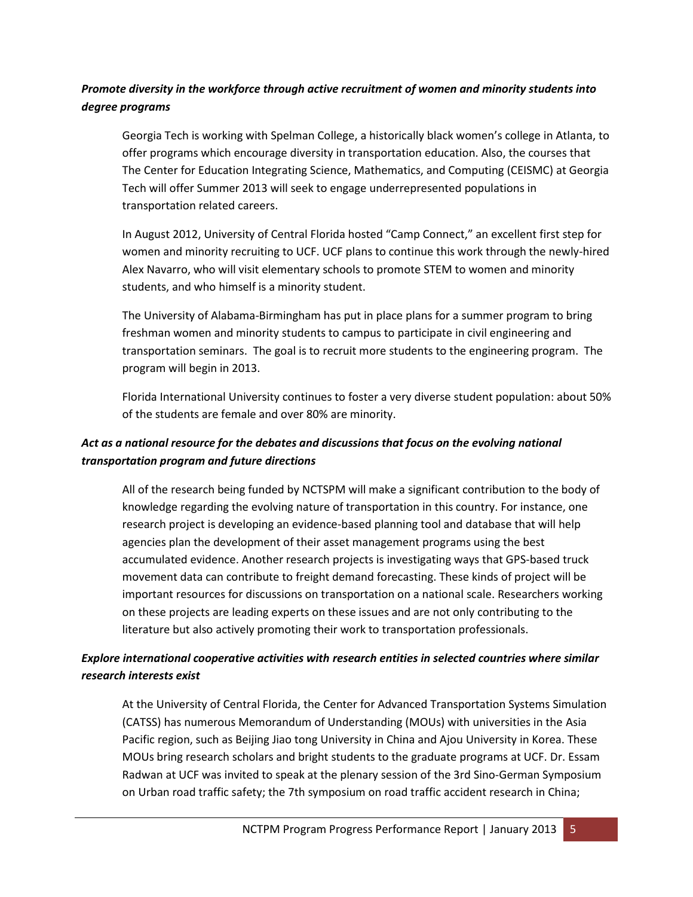### *Promote diversity in the workforce through active recruitment of women and minority students into degree programs*

Georgia Tech is working with Spelman College, a historically black women's college in Atlanta, to offer programs which encourage diversity in transportation education. Also, the courses that The Center for Education Integrating Science, Mathematics, and Computing (CEISMC) at Georgia Tech will offer Summer 2013 will seek to engage underrepresented populations in transportation related careers.

In August 2012, University of Central Florida hosted "Camp Connect," an excellent first step for women and minority recruiting to UCF. UCF plans to continue this work through the newly-hired Alex Navarro, who will visit elementary schools to promote STEM to women and minority students, and who himself is a minority student.

The University of Alabama-Birmingham has put in place plans for a summer program to bring freshman women and minority students to campus to participate in civil engineering and transportation seminars. The goal is to recruit more students to the engineering program. The program will begin in 2013.

Florida International University continues to foster a very diverse student population: about 50% of the students are female and over 80% are minority.

### *Act as a national resource for the debates and discussions that focus on the evolving national transportation program and future directions*

All of the research being funded by NCTSPM will make a significant contribution to the body of knowledge regarding the evolving nature of transportation in this country. For instance, one research project is developing an evidence-based planning tool and database that will help agencies plan the development of their asset management programs using the best accumulated evidence. Another research projects is investigating ways that GPS-based truck movement data can contribute to freight demand forecasting. These kinds of project will be important resources for discussions on transportation on a national scale. Researchers working on these projects are leading experts on these issues and are not only contributing to the literature but also actively promoting their work to transportation professionals.

### *Explore international cooperative activities with research entities in selected countries where similar research interests exist*

At the University of Central Florida, the Center for Advanced Transportation Systems Simulation (CATSS) has numerous Memorandum of Understanding (MOUs) with universities in the Asia Pacific region, such as Beijing Jiao tong University in China and Ajou University in Korea. These MOUs bring research scholars and bright students to the graduate programs at UCF. Dr. Essam Radwan at UCF was invited to speak at the plenary session of the 3rd Sino-German Symposium on Urban road traffic safety; the 7th symposium on road traffic accident research in China;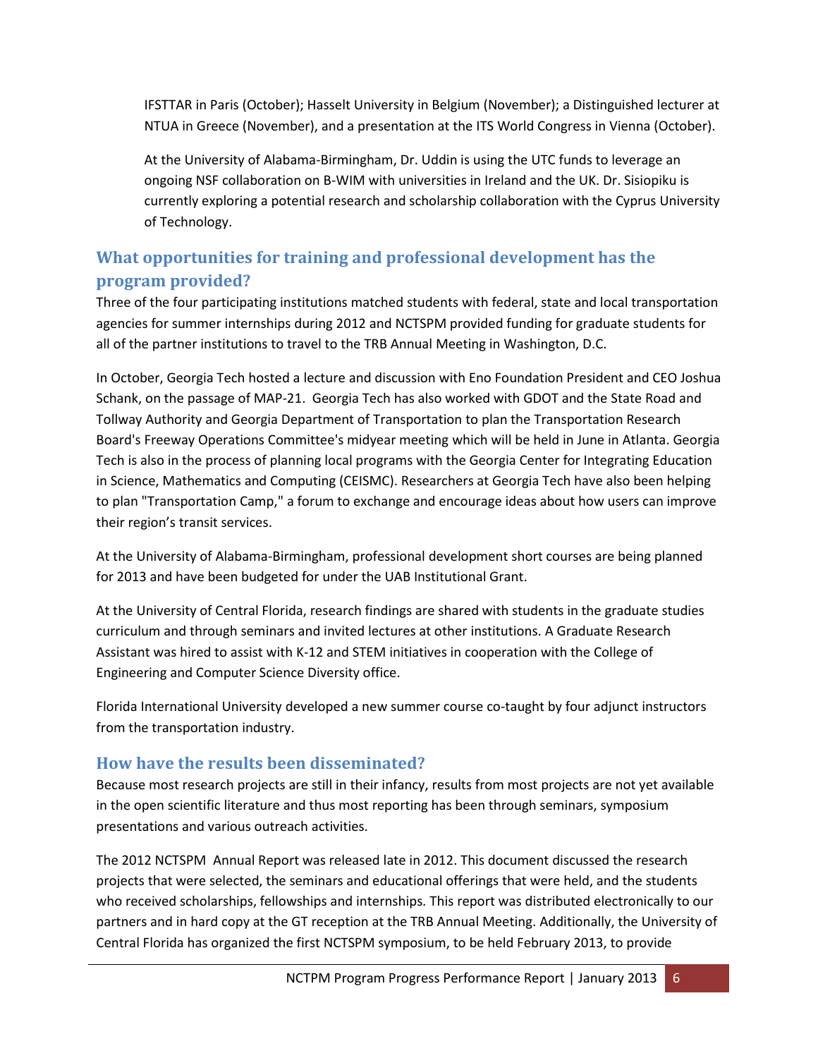IFSTTAR in Paris (October); Hasselt University in Belgium (November); a Distinguished lecturer at NTUA in Greece (November), and a presentation at the ITS World Congress in Vienna (October).

At the University of Alabama-Birmingham, Dr. Uddin is using the UTC funds to leverage an ongoing NSF collaboration on B-WIM with universities in Ireland and the UK. Dr. Sisiopiku is currently exploring a potential research and scholarship collaboration with the Cyprus University of Technology.

## What opportunities for training and professional development has the program provided?

Three of the four participating institutions matched students with federal, state and local transportation agencies for summer internships during 2012 and NCTSPM provided funding for graduate students for all of the partner institutions to travel to the TRB Annual Meeting in Washington, D.C.

In October, Georgia Tech hosted a lecture and discussion with Eno Foundation President and CEO Joshua Schank, on the passage of MAP-21. Georgia Tech has also worked with GDOT and the State Road and Tollway Authority and Georgia Department of Transportation to plan the Transportation Research Board's Freeway Operations Committee's midyear meeting which will be held in June in Atlanta. Georgia Tech is also in the process of planning local programs with the Georgia Center for Integrating Education in Science, Mathematics and Computing (CEISMC). Researchers at Georgia Tech have also been helping to plan "Transportation Camp," a forum to exchange and encourage ideas about how users can improve their region's transit services.

At the University of Alabama-Birmingham, professional development short courses are being planned for 2013 and have been budgeted for under the UAB Institutional Grant.

At the University of Central Florida, research findings are shared with students in the graduate studies curriculum and through seminars and invited lectures at other institutions. A Graduate Research Assistant was hired to assist with K-12 and STEM initiatives in cooperation with the College of Engineering and Computer Science Diversity office.

Florida International University developed a new summer course co-taught by four adjunct instructors from the transportation industry.

## How have the results been disseminated?

Because most research projects are still in their infancy, results from most projects are not yet available in the open scientific literature and thus most reporting has been through seminars, symposium presentations and various outreach activities.

The 2012 NCTSPM Annual Report was released late in 2012. This document discussed the research projects that were selected, the seminars and educational offerings that were held, and the students who received scholarships, fellowships and internships. This report was distributed electronically to our partners and in hard copy at the GT reception at the TRB Annual Meeting. Additionally, the University of Central Florida has organized the first NCTSPM symposium, to be held February 2013, to provide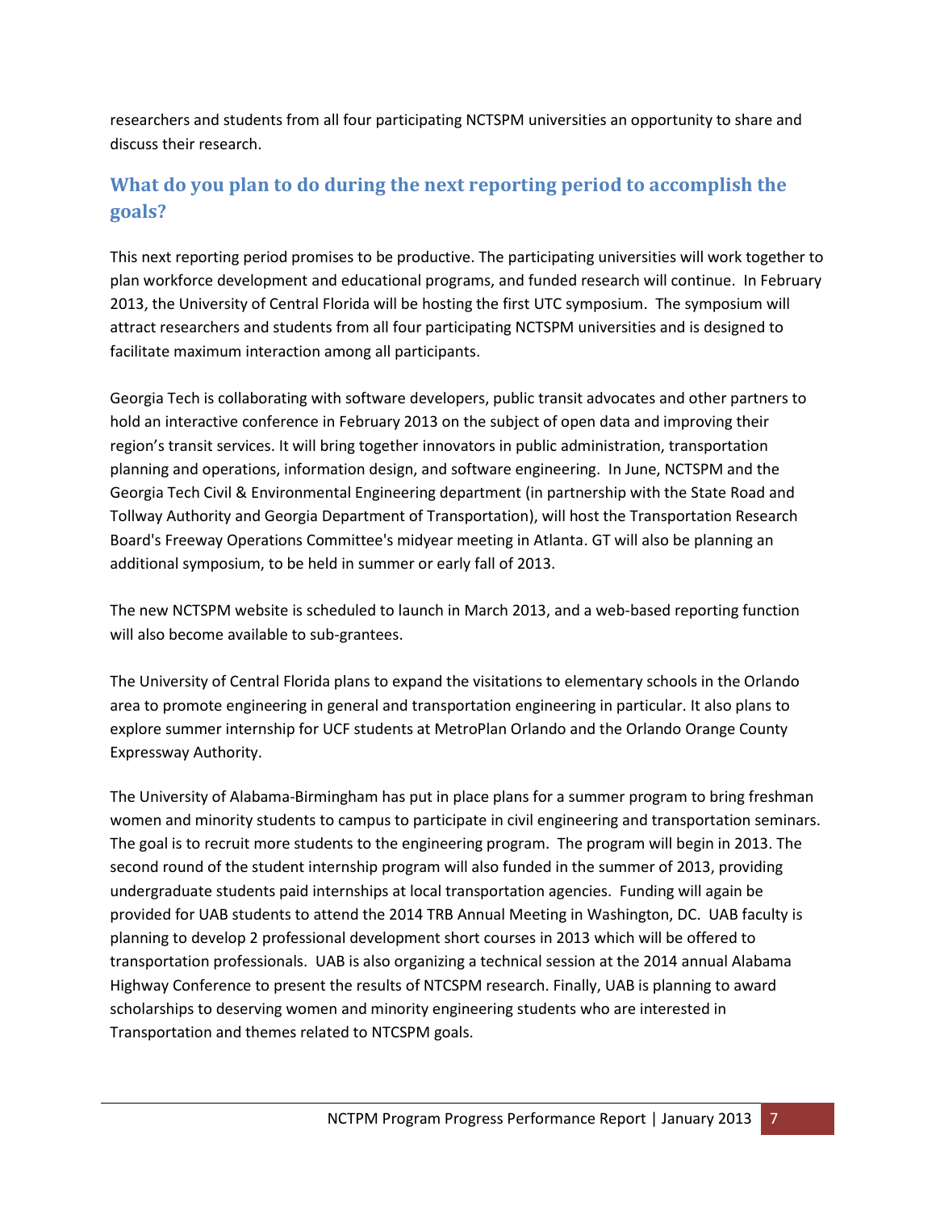researchers and students from all four participating NCTSPM universities an opportunity to share and discuss their research.

## What do you plan to do during the next reporting period to accomplish the goals?

This next reporting period promises to be productive. The participating universities will work together to plan workforce development and educational programs, and funded research will continue. In February 2013, the University of Central Florida will be hosting the first UTC symposium. The symposium will attract researchers and students from all four participating NCTSPM universities and is designed to facilitate maximum interaction among all participants.

Georgia Tech is collaborating with software developers, public transit advocates and other partners to hold an interactive conference in February 2013 on the subject of open data and improving their region's transit services. It will bring together innovators in public administration, transportation planning and operations, information design, and software engineering. In June, NCTSPM and the Georgia Tech Civil & Environmental Engineering department (in partnership with the State Road and Tollway Authority and Georgia Department of Transportation), will host the Transportation Research Board's Freeway Operations Committee's midyear meeting in Atlanta. GT will also be planning an additional symposium, to be held in summer or early fall of 2013.

The new NCTSPM website is scheduled to launch in March 2013, and a web-based reporting function will also become available to sub-grantees.

The University of Central Florida plans to expand the visitations to elementary schools in the Orlando area to promote engineering in general and transportation engineering in particular. It also plans to explore summer internship for UCF students at MetroPlan Orlando and the Orlando Orange County Expressway Authority.

The University of Alabama-Birmingham has put in place plans for a summer program to bring freshman women and minority students to campus to participate in civil engineering and transportation seminars. The goal is to recruit more students to the engineering program. The program will begin in 2013. The second round of the student internship program will also funded in the summer of 2013, providing undergraduate students paid internships at local transportation agencies. Funding will again be provided for UAB students to attend the 2014 TRB Annual Meeting in Washington, DC. UAB faculty is planning to develop 2 professional development short courses in 2013 which will be offered to transportation professionals. UAB is also organizing a technical session at the 2014 annual Alabama Highway Conference to present the results of NTCSPM research. Finally, UAB is planning to award scholarships to deserving women and minority engineering students who are interested in Transportation and themes related to NTCSPM goals.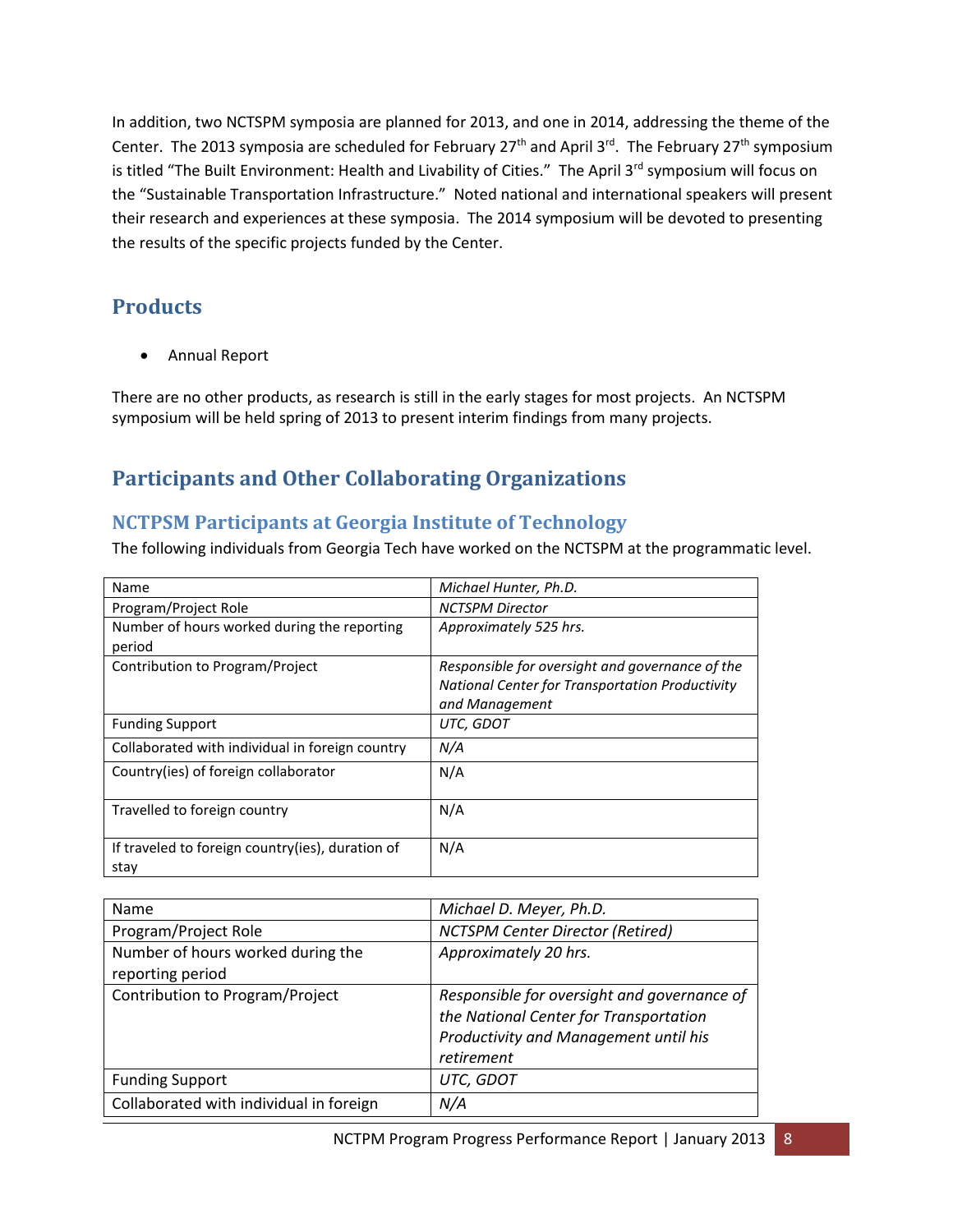In addition, two NCTSPM symposia are planned for 2013, and one in 2014, addressing the theme of the Center. The 2013 symposia are scheduled for February 27th and April 3rd. The February 27th symposium is titled "The Built Environment: Health and Livability of Cities." The April 3rd symposium will focus on the "Sustainable Transportation Infrastructure." Noted national and international speakers will present their research and experiences at these symposia. The 2014 symposium will be devoted to presenting the results of the specific projects funded by the Center.

## Products

- Annual Report

There are no other products, as research is still in the early stages for most projects. An NCTSPM symposium will be held spring of 2013 to present interim findings from many projects.

## Participants and Other Collaborating Organizations

### NCTPSM Participants at Georgia Institute of Technology

The following individuals from Georgia Tech have worked on the NCTSPM at the programmatic level.

| Name | *Michael Hunter, Ph.D.* |
|---|---|
| Program/Project Role | *NCTSPM Director* |
| Number of hours worked during the reporting period | *Approximately 525 hrs.* |
| Contribution to Program/Project | *Responsible for oversight and governance of the National Center for Transportation Productivity and Management* |
| Funding Support | *UTC, GDOT* |
| Collaborated with individual in foreign country | *N/A* |
| Country(ies) of foreign collaborator | N/A |
| Travelled to foreign country | N/A |
| If traveled to foreign country(ies), duration of stay | N/A |

| Name | *Michael D. Meyer, Ph.D.* |
|---|---|
| Program/Project Role | *NCTSPM Center Director (Retired)* |
| Number of hours worked during the reporting period | *Approximately 20 hrs.* |
| Contribution to Program/Project | *Responsible for oversight and governance of the National Center for Transportation Productivity and Management until his retirement* |
| Funding Support | *UTC, GDOT* |
| Collaborated with individual in foreign | *N/A* |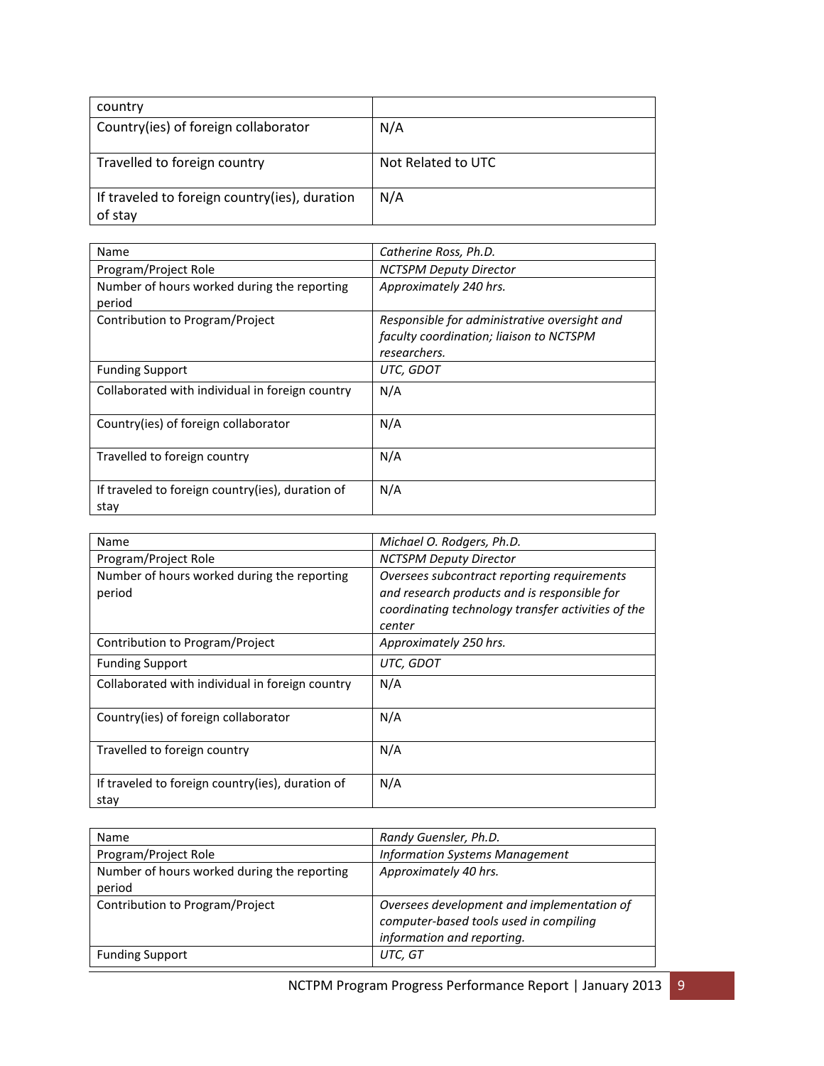| country | |
|---|---|
| Country(ies) of foreign collaborator | N/A |
| Travelled to foreign country | Not Related to UTC |
| If traveled to foreign country(ies), duration of stay | N/A |

| Name | *Catherine Ross, Ph.D.* |
|---|---|
| Program/Project Role | *NCTSPM Deputy Director* |
| Number of hours worked during the reporting period | *Approximately 240 hrs.* |
| Contribution to Program/Project | *Responsible for administrative oversight and faculty coordination; liaison to NCTSPM researchers.* |
| Funding Support | *UTC, GDOT* |
| Collaborated with individual in foreign country | N/A |
| Country(ies) of foreign collaborator | N/A |
| Travelled to foreign country | N/A |
| If traveled to foreign country(ies), duration of stay | N/A |

| Name | *Michael O. Rodgers, Ph.D.* |
|---|---|
| Program/Project Role | *NCTSPM Deputy Director* |
| Number of hours worked during the reporting period | *Oversees subcontract reporting requirements and research products and is responsible for coordinating technology transfer activities of the center* |
| Contribution to Program/Project | *Approximately 250 hrs.* |
| Funding Support | *UTC, GDOT* |
| Collaborated with individual in foreign country | N/A |
| Country(ies) of foreign collaborator | N/A |
| Travelled to foreign country | N/A |
| If traveled to foreign country(ies), duration of stay | N/A |

| Name | *Randy Guensler, Ph.D.* |
|---|---|
| Program/Project Role | *Information Systems Management* |
| Number of hours worked during the reporting period | *Approximately 40 hrs.* |
| Contribution to Program/Project | *Oversees development and implementation of computer-based tools used in compiling information and reporting.* |
| Funding Support | *UTC, GT* |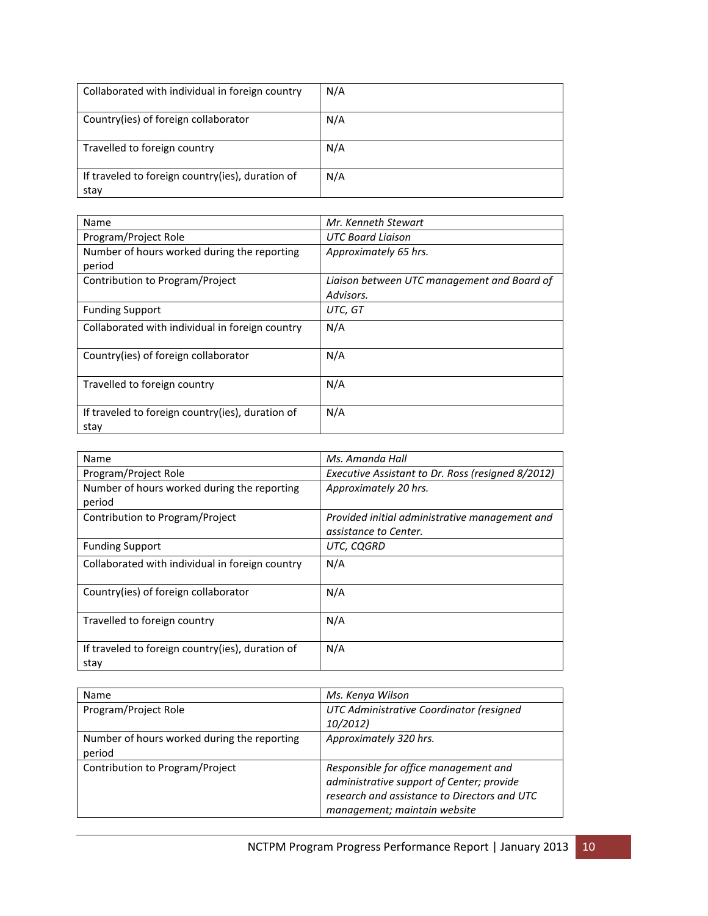| | |
|---|---|
| Collaborated with individual in foreign country | N/A |
| Country(ies) of foreign collaborator | N/A |
| Travelled to foreign country | N/A |
| If traveled to foreign country(ies), duration of stay | N/A |

| | |
|---|---|
| Name | *Mr. Kenneth Stewart* |
| Program/Project Role | *UTC Board Liaison* |
| Number of hours worked during the reporting period | *Approximately 65 hrs.* |
| Contribution to Program/Project | *Liaison between UTC management and Board of Advisors.* |
| Funding Support | *UTC, GT* |
| Collaborated with individual in foreign country | N/A |
| Country(ies) of foreign collaborator | N/A |
| Travelled to foreign country | N/A |
| If traveled to foreign country(ies), duration of stay | N/A |

| | |
|---|---|
| Name | *Ms. Amanda Hall* |
| Program/Project Role | *Executive Assistant to Dr. Ross (resigned 8/2012)* |
| Number of hours worked during the reporting period | *Approximately 20 hrs.* |
| Contribution to Program/Project | *Provided initial administrative management and assistance to Center.* |
| Funding Support | *UTC, CQGRD* |
| Collaborated with individual in foreign country | N/A |
| Country(ies) of foreign collaborator | N/A |
| Travelled to foreign country | N/A |
| If traveled to foreign country(ies), duration of stay | N/A |

| | |
|---|---|
| Name | *Ms. Kenya Wilson* |
| Program/Project Role | *UTC Administrative Coordinator (resigned 10/2012)* |
| Number of hours worked during the reporting period | *Approximately 320 hrs.* |
| Contribution to Program/Project | *Responsible for office management and administrative support of Center; provide research and assistance to Directors and UTC management; maintain website* |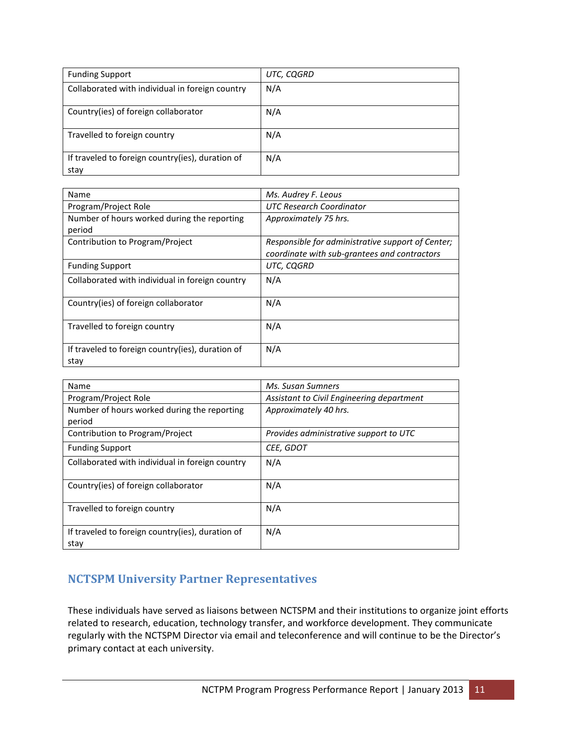| | |
|---|---|
| Funding Support | *UTC, CQGRD* |
| Collaborated with individual in foreign country | N/A |
| Country(ies) of foreign collaborator | N/A |
| Travelled to foreign country | N/A |
| If traveled to foreign country(ies), duration of stay | N/A |

| Name | *Ms. Audrey F. Leous* |
|---|---|
| Program/Project Role | *UTC Research Coordinator* |
| Number of hours worked during the reporting period | *Approximately 75 hrs.* |
| Contribution to Program/Project | *Responsible for administrative support of Center; coordinate with sub-grantees and contractors* |
| Funding Support | *UTC, CQGRD* |
| Collaborated with individual in foreign country | N/A |
| Country(ies) of foreign collaborator | N/A |
| Travelled to foreign country | N/A |
| If traveled to foreign country(ies), duration of stay | N/A |

| Name | *Ms. Susan Sumners* |
|---|---|
| Program/Project Role | *Assistant to Civil Engineering department* |
| Number of hours worked during the reporting period | *Approximately 40 hrs.* |
| Contribution to Program/Project | *Provides administrative support to UTC* |
| Funding Support | *CEE, GDOT* |
| Collaborated with individual in foreign country | N/A |
| Country(ies) of foreign collaborator | N/A |
| Travelled to foreign country | N/A |
| If traveled to foreign country(ies), duration of stay | N/A |

## NCTSPM University Partner Representatives

These individuals have served as liaisons between NCTSPM and their institutions to organize joint efforts related to research, education, technology transfer, and workforce development. They communicate regularly with the NCTSPM Director via email and teleconference and will continue to be the Director's primary contact at each university.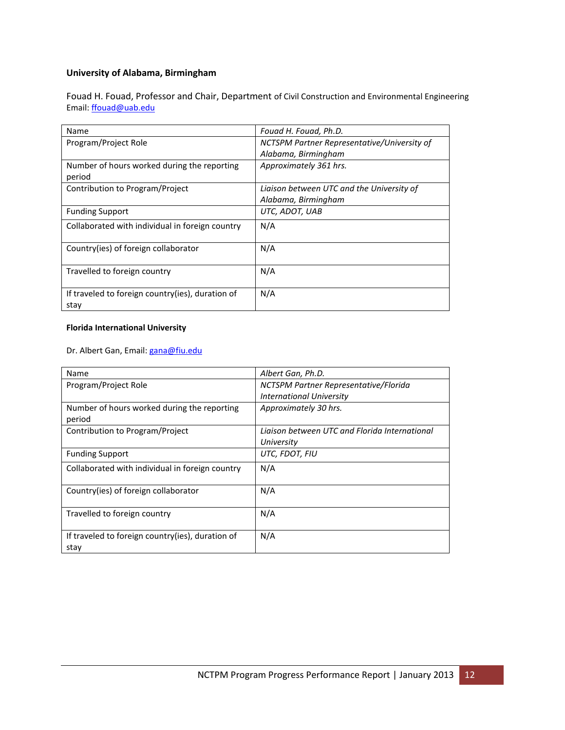### University of Alabama, Birmingham

Fouad H. Fouad, Professor and Chair, Department of Civil Construction and Environmental Engineering
Email: ffouad@uab.edu

| Name | *Fouad H. Fouad, Ph.D.* |
|---|---|
| Program/Project Role | *NCTSPM Partner Representative/University of Alabama, Birmingham* |
| Number of hours worked during the reporting period | *Approximately 361 hrs.* |
| Contribution to Program/Project | *Liaison between UTC and the University of Alabama, Birmingham* |
| Funding Support | *UTC, ADOT, UAB* |
| Collaborated with individual in foreign country | N/A |
| Country(ies) of foreign collaborator | N/A |
| Travelled to foreign country | N/A |
| If traveled to foreign country(ies), duration of stay | N/A |

#### Florida International University

Dr. Albert Gan, Email: gana@fiu.edu

| Name | *Albert Gan, Ph.D.* |
|---|---|
| Program/Project Role | *NCTSPM Partner Representative/Florida International University* |
| Number of hours worked during the reporting period | *Approximately 30 hrs.* |
| Contribution to Program/Project | *Liaison between UTC and Florida International University* |
| Funding Support | *UTC, FDOT, FIU* |
| Collaborated with individual in foreign country | N/A |
| Country(ies) of foreign collaborator | N/A |
| Travelled to foreign country | N/A |
| If traveled to foreign country(ies), duration of stay | N/A |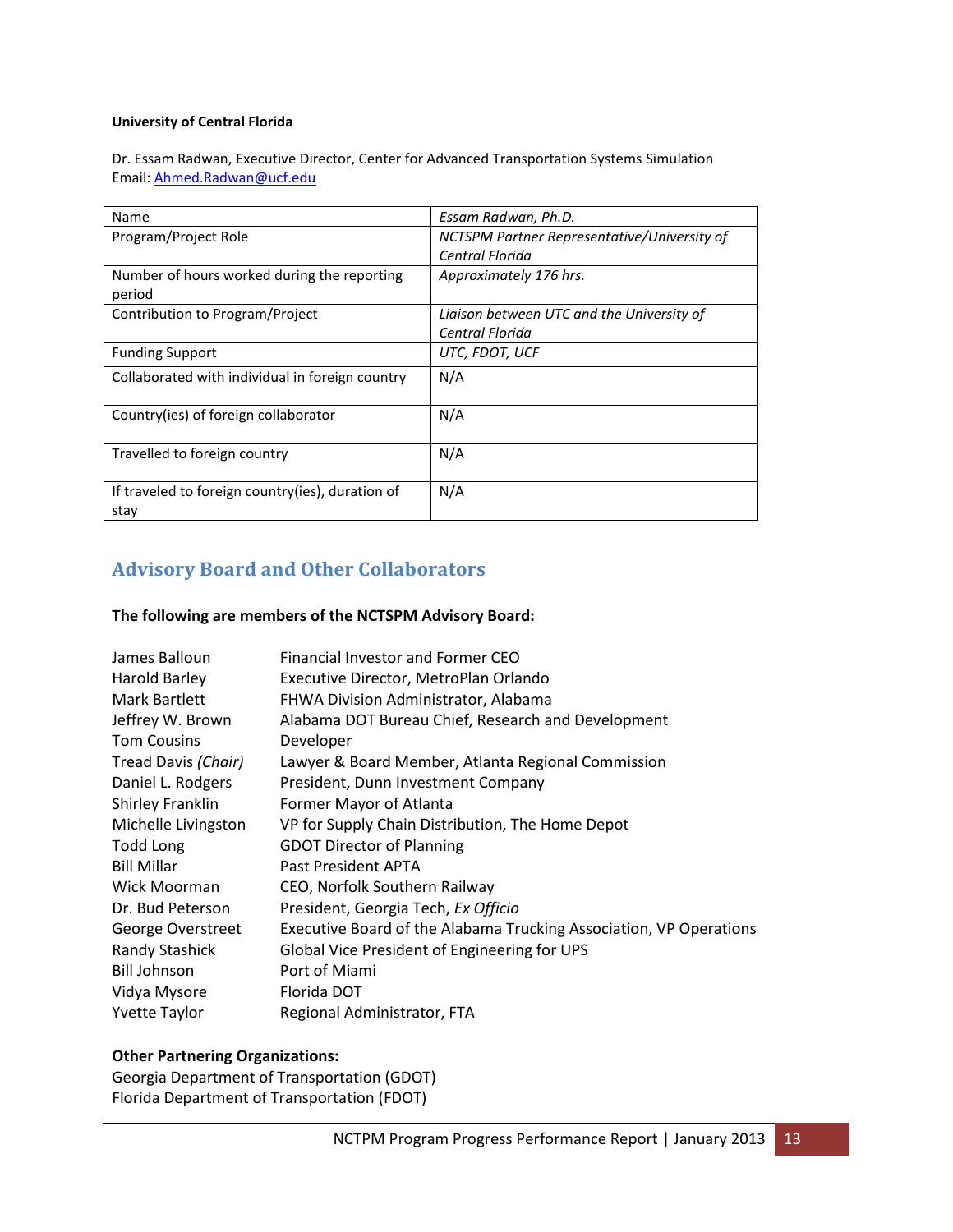**University of Central Florida**

Dr. Essam Radwan, Executive Director, Center for Advanced Transportation Systems Simulation
Email: [Ahmed.Radwan@ucf.edu](mailto:Ahmed.Radwan@ucf.edu)

| Name | *Essam Radwan, Ph.D.* |
|---|---|
| Program/Project Role | *NCTSPM Partner Representative/University of Central Florida* |
| Number of hours worked during the reporting period | *Approximately 176 hrs.* |
| Contribution to Program/Project | *Liaison between UTC and the University of Central Florida* |
| Funding Support | *UTC, FDOT, UCF* |
| Collaborated with individual in foreign country | N/A |
| Country(ies) of foreign collaborator | N/A |
| Travelled to foreign country | N/A |
| If traveled to foreign country(ies), duration of stay | N/A |

## Advisory Board and Other Collaborators

**The following are members of the NCTSPM Advisory Board:**

| | |
|---|---|
| James Balloun | Financial Investor and Former CEO |
| Harold Barley | Executive Director, MetroPlan Orlando |
| Mark Bartlett | FHWA Division Administrator, Alabama |
| Jeffrey W. Brown | Alabama DOT Bureau Chief, Research and Development |
| Tom Cousins | Developer |
| Tread Davis *(Chair)* | Lawyer & Board Member, Atlanta Regional Commission |
| Daniel L. Rodgers | President, Dunn Investment Company |
| Shirley Franklin | Former Mayor of Atlanta |
| Michelle Livingston | VP for Supply Chain Distribution, The Home Depot |
| Todd Long | GDOT Director of Planning |
| Bill Millar | Past President APTA |
| Wick Moorman | CEO, Norfolk Southern Railway |
| Dr. Bud Peterson | President, Georgia Tech, *Ex Officio* |
| George Overstreet | Executive Board of the Alabama Trucking Association, VP Operations |
| Randy Stashick | Global Vice President of Engineering for UPS |
| Bill Johnson | Port of Miami |
| Vidya Mysore | Florida DOT |
| Yvette Taylor | Regional Administrator, FTA |

**Other Partnering Organizations:**
Georgia Department of Transportation (GDOT)
Florida Department of Transportation (FDOT)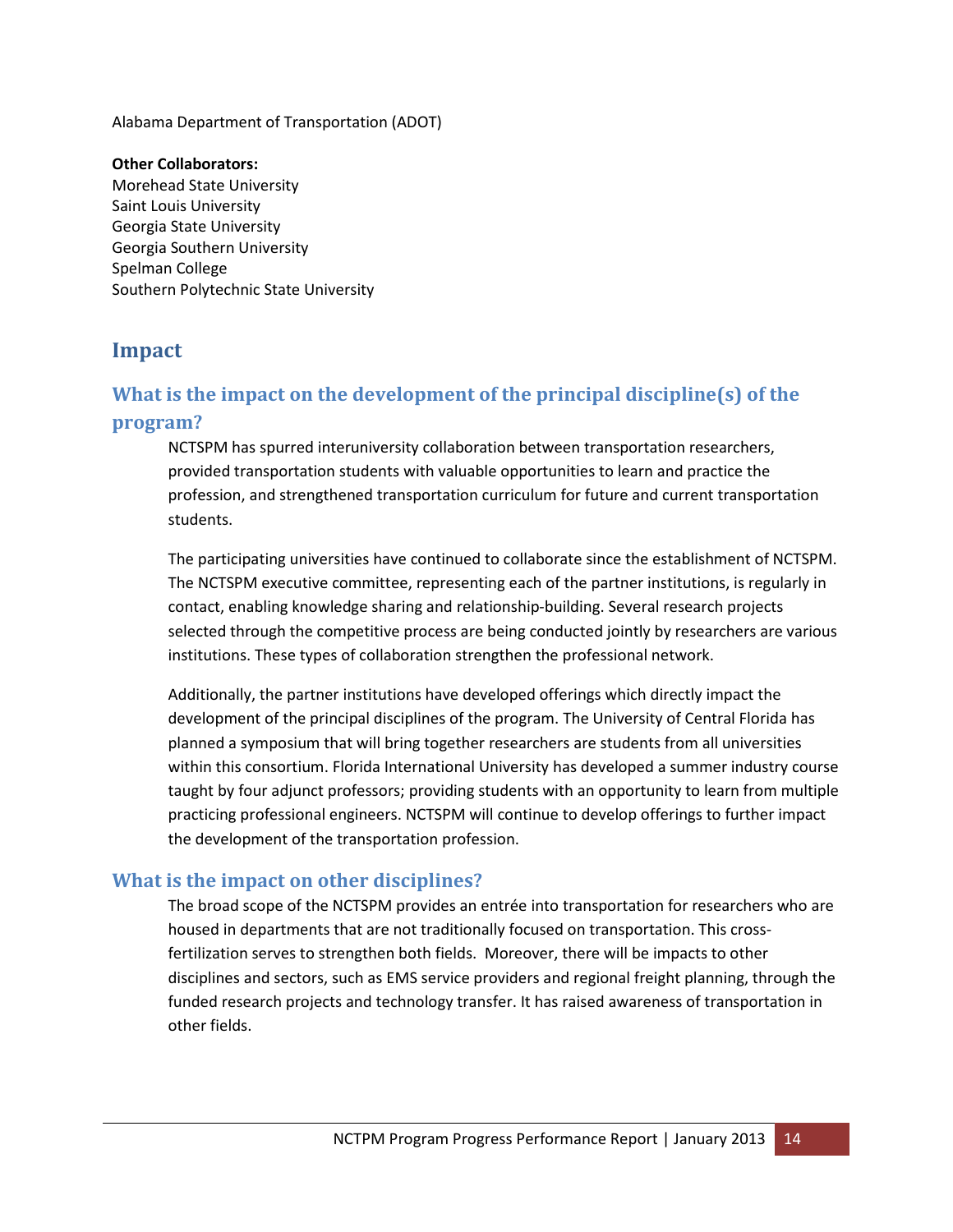Alabama Department of Transportation (ADOT)

**Other Collaborators:**
Morehead State University
Saint Louis University
Georgia State University
Georgia Southern University
Spelman College
Southern Polytechnic State University

## Impact

### What is the impact on the development of the principal discipline(s) of the program?

NCTSPM has spurred interuniversity collaboration between transportation researchers, provided transportation students with valuable opportunities to learn and practice the profession, and strengthened transportation curriculum for future and current transportation students.

The participating universities have continued to collaborate since the establishment of NCTSPM. The NCTSPM executive committee, representing each of the partner institutions, is regularly in contact, enabling knowledge sharing and relationship-building. Several research projects selected through the competitive process are being conducted jointly by researchers are various institutions. These types of collaboration strengthen the professional network.

Additionally, the partner institutions have developed offerings which directly impact the development of the principal disciplines of the program. The University of Central Florida has planned a symposium that will bring together researchers are students from all universities within this consortium. Florida International University has developed a summer industry course taught by four adjunct professors; providing students with an opportunity to learn from multiple practicing professional engineers. NCTSPM will continue to develop offerings to further impact the development of the transportation profession.

### What is the impact on other disciplines?

The broad scope of the NCTSPM provides an entrée into transportation for researchers who are housed in departments that are not traditionally focused on transportation. This cross-fertilization serves to strengthen both fields. Moreover, there will be impacts to other disciplines and sectors, such as EMS service providers and regional freight planning, through the funded research projects and technology transfer. It has raised awareness of transportation in other fields.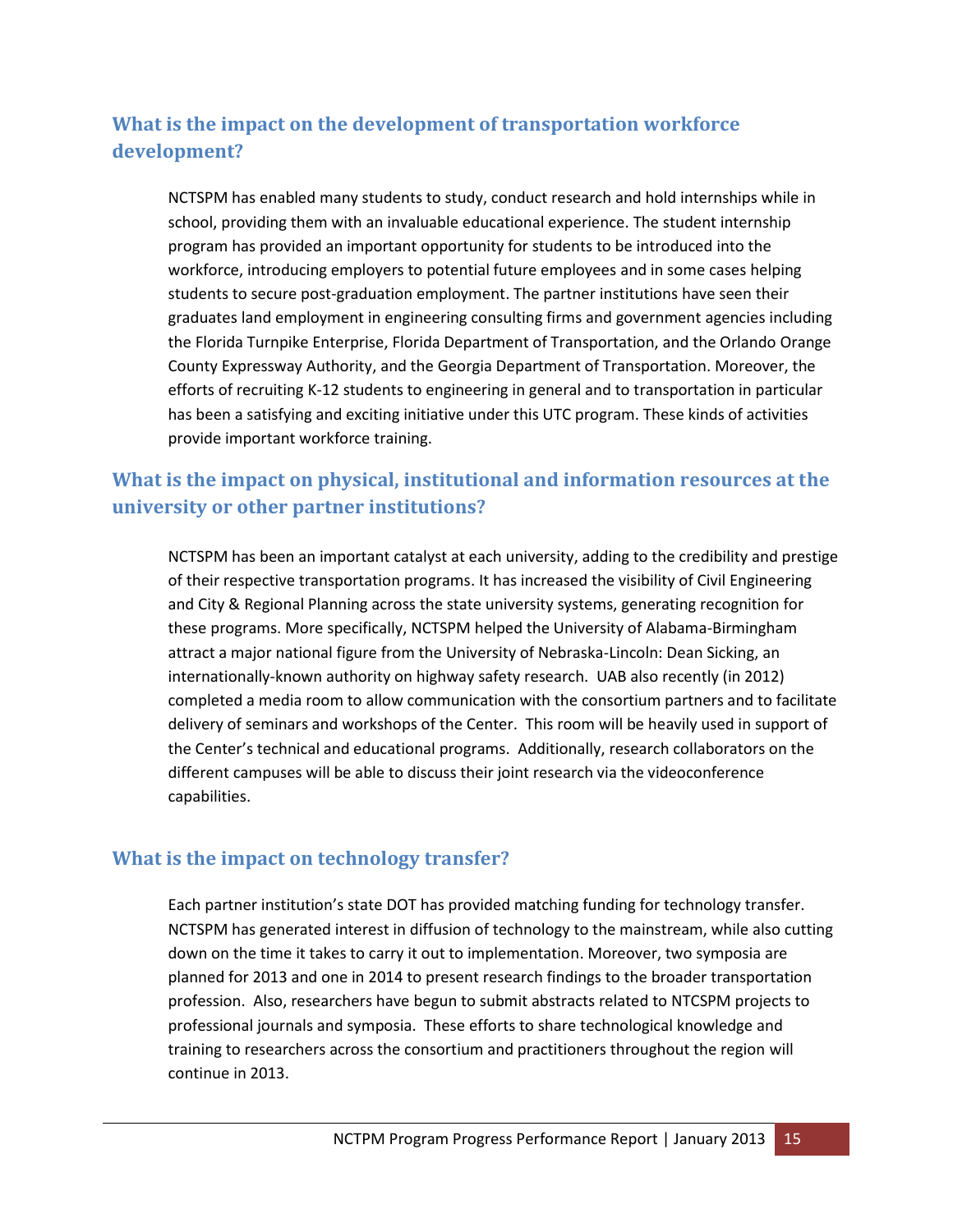## What is the impact on the development of transportation workforce development?

NCTSPM has enabled many students to study, conduct research and hold internships while in school, providing them with an invaluable educational experience. The student internship program has provided an important opportunity for students to be introduced into the workforce, introducing employers to potential future employees and in some cases helping students to secure post-graduation employment. The partner institutions have seen their graduates land employment in engineering consulting firms and government agencies including the Florida Turnpike Enterprise, Florida Department of Transportation, and the Orlando Orange County Expressway Authority, and the Georgia Department of Transportation. Moreover, the efforts of recruiting K-12 students to engineering in general and to transportation in particular has been a satisfying and exciting initiative under this UTC program. These kinds of activities provide important workforce training.

## What is the impact on physical, institutional and information resources at the university or other partner institutions?

NCTSPM has been an important catalyst at each university, adding to the credibility and prestige of their respective transportation programs. It has increased the visibility of Civil Engineering and City & Regional Planning across the state university systems, generating recognition for these programs. More specifically, NCTSPM helped the University of Alabama-Birmingham attract a major national figure from the University of Nebraska-Lincoln: Dean Sicking, an internationally-known authority on highway safety research. UAB also recently (in 2012) completed a media room to allow communication with the consortium partners and to facilitate delivery of seminars and workshops of the Center. This room will be heavily used in support of the Center's technical and educational programs. Additionally, research collaborators on the different campuses will be able to discuss their joint research via the videoconference capabilities.

## What is the impact on technology transfer?

Each partner institution's state DOT has provided matching funding for technology transfer. NCTSPM has generated interest in diffusion of technology to the mainstream, while also cutting down on the time it takes to carry it out to implementation. Moreover, two symposia are planned for 2013 and one in 2014 to present research findings to the broader transportation profession. Also, researchers have begun to submit abstracts related to NTCSPM projects to professional journals and symposia. These efforts to share technological knowledge and training to researchers across the consortium and practitioners throughout the region will continue in 2013.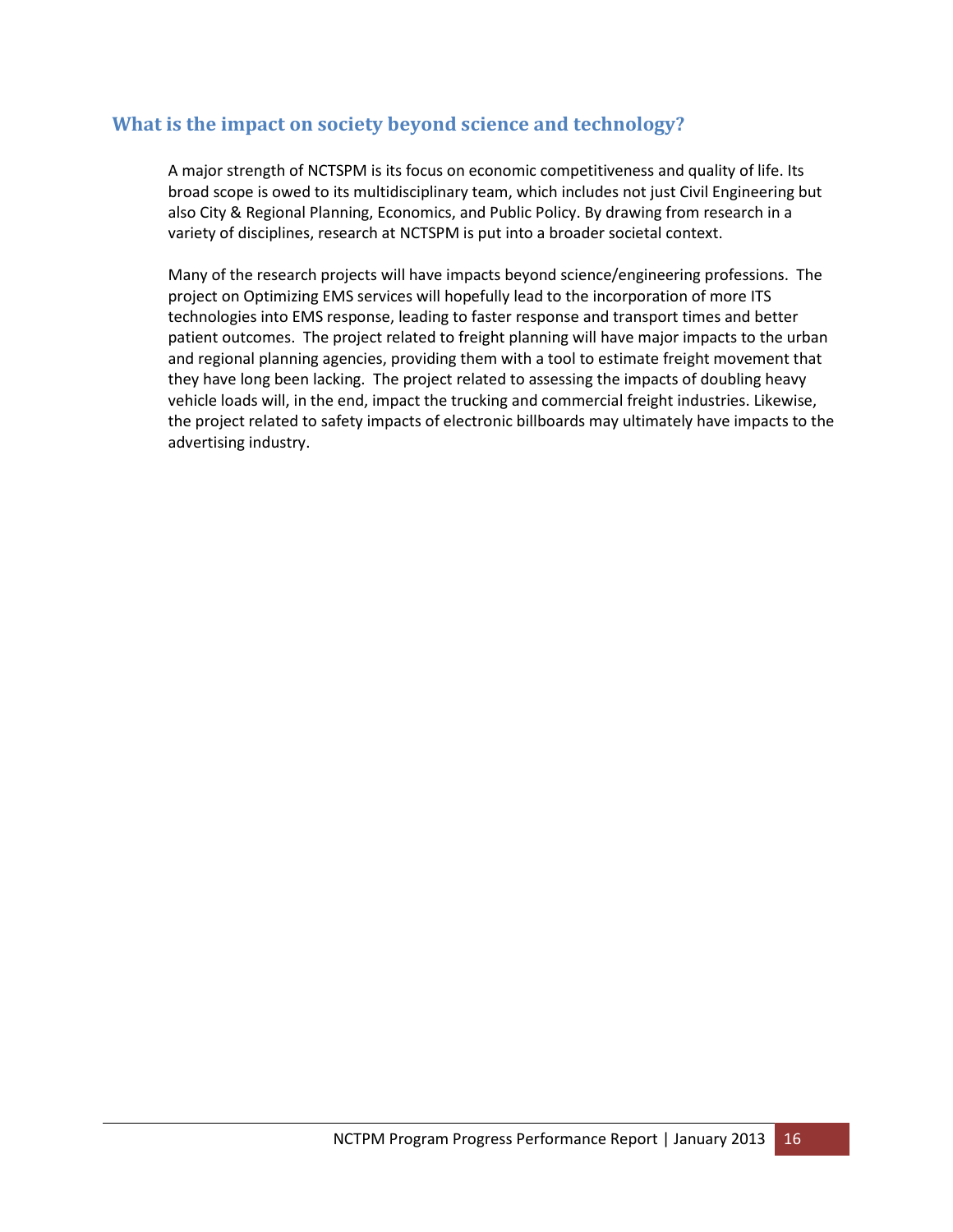## What is the impact on society beyond science and technology?

A major strength of NCTSPM is its focus on economic competitiveness and quality of life. Its broad scope is owed to its multidisciplinary team, which includes not just Civil Engineering but also City & Regional Planning, Economics, and Public Policy. By drawing from research in a variety of disciplines, research at NCTSPM is put into a broader societal context.

Many of the research projects will have impacts beyond science/engineering professions. The project on Optimizing EMS services will hopefully lead to the incorporation of more ITS technologies into EMS response, leading to faster response and transport times and better patient outcomes. The project related to freight planning will have major impacts to the urban and regional planning agencies, providing them with a tool to estimate freight movement that they have long been lacking. The project related to assessing the impacts of doubling heavy vehicle loads will, in the end, impact the trucking and commercial freight industries. Likewise, the project related to safety impacts of electronic billboards may ultimately have impacts to the advertising industry.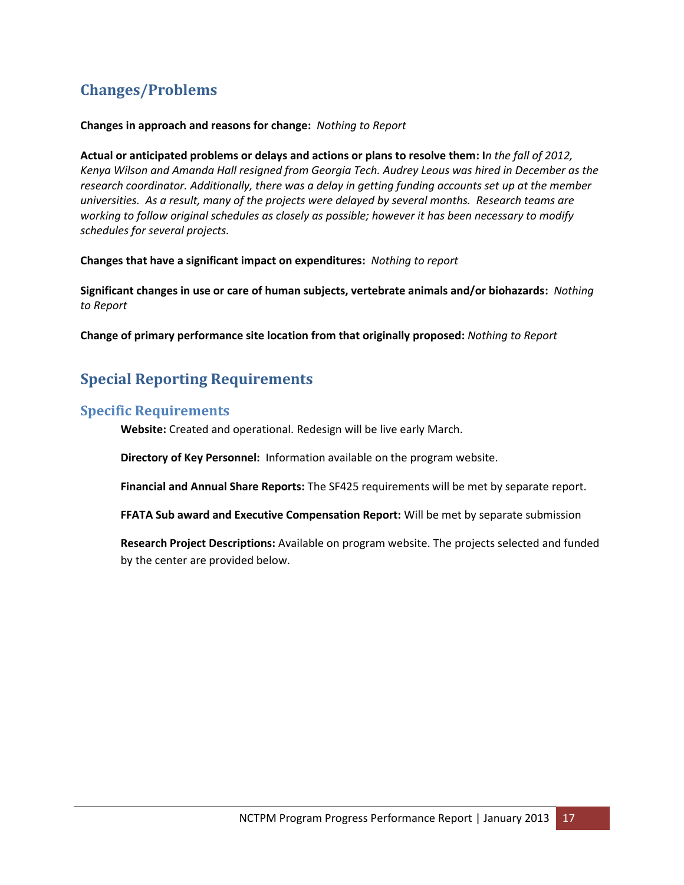## Changes/Problems

**Changes in approach and reasons for change:** *Nothing to Report*

**Actual or anticipated problems or delays and actions or plans to resolve them:** **I***n the fall of 2012, Kenya Wilson and Amanda Hall resigned from Georgia Tech. Audrey Leous was hired in December as the research coordinator. Additionally, there was a delay in getting funding accounts set up at the member universities. As a result, many of the projects were delayed by several months. Research teams are working to follow original schedules as closely as possible; however it has been necessary to modify schedules for several projects.*

**Changes that have a significant impact on expenditures:** *Nothing to report*

**Significant changes in use or care of human subjects, vertebrate animals and/or biohazards:** *Nothing to Report*

**Change of primary performance site location from that originally proposed:** *Nothing to Report*

## Special Reporting Requirements

### Specific Requirements

**Website:** Created and operational. Redesign will be live early March.

**Directory of Key Personnel:** Information available on the program website.

**Financial and Annual Share Reports:** The SF425 requirements will be met by separate report.

**FFATA Sub award and Executive Compensation Report:** Will be met by separate submission

**Research Project Descriptions:** Available on program website. The projects selected and funded by the center are provided below.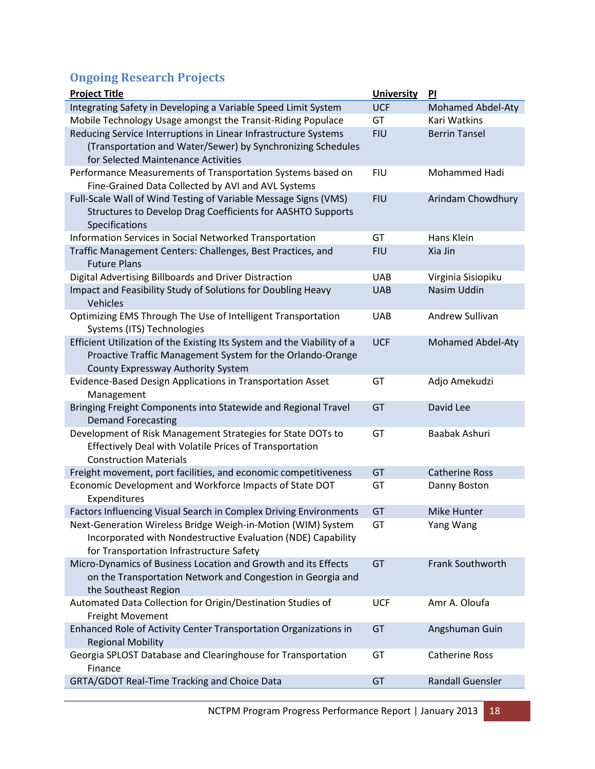## Ongoing Research Projects

| Project Title | University | PI |
|---|---|---|
| Integrating Safety in Developing a Variable Speed Limit System | UCF | Mohamed Abdel-Aty |
| Mobile Technology Usage amongst the Transit-Riding Populace | GT | Kari Watkins |
| Reducing Service Interruptions in Linear Infrastructure Systems (Transportation and Water/Sewer) by Synchronizing Schedules for Selected Maintenance Activities | FIU | Berrin Tansel |
| Performance Measurements of Transportation Systems based on Fine-Grained Data Collected by AVI and AVL Systems | FIU | Mohammed Hadi |
| Full-Scale Wall of Wind Testing of Variable Message Signs (VMS) Structures to Develop Drag Coefficients for AASHTO Supports Specifications | FIU | Arindam Chowdhury |
| Information Services in Social Networked Transportation | GT | Hans Klein |
| Traffic Management Centers: Challenges, Best Practices, and Future Plans | FIU | Xia Jin |
| Digital Advertising Billboards and Driver Distraction | UAB | Virginia Sisiopiku |
| Impact and Feasibility Study of Solutions for Doubling Heavy Vehicles | UAB | Nasim Uddin |
| Optimizing EMS Through The Use of Intelligent Transportation Systems (ITS) Technologies | UAB | Andrew Sullivan |
| Efficient Utilization of the Existing Its System and the Viability of a Proactive Traffic Management System for the Orlando-Orange County Expressway Authority System | UCF | Mohamed Abdel-Aty |
| Evidence-Based Design Applications in Transportation Asset Management | GT | Adjo Amekudzi |
| Bringing Freight Components into Statewide and Regional Travel Demand Forecasting | GT | David Lee |
| Development of Risk Management Strategies for State DOTs to Effectively Deal with Volatile Prices of Transportation Construction Materials | GT | Baabak Ashuri |
| Freight movement, port facilities, and economic competitiveness | GT | Catherine Ross |
| Economic Development and Workforce Impacts of State DOT Expenditures | GT | Danny Boston |
| Factors Influencing Visual Search in Complex Driving Environments | GT | Mike Hunter |
| Next-Generation Wireless Bridge Weigh-in-Motion (WIM) System Incorporated with Nondestructive Evaluation (NDE) Capability for Transportation Infrastructure Safety | GT | Yang Wang |
| Micro-Dynamics of Business Location and Growth and its Effects on the Transportation Network and Congestion in Georgia and the Southeast Region | GT | Frank Southworth |
| Automated Data Collection for Origin/Destination Studies of Freight Movement | UCF | Amr A. Oloufa |
| Enhanced Role of Activity Center Transportation Organizations in Regional Mobility | GT | Angshuman Guin |
| Georgia SPLOST Database and Clearinghouse for Transportation Finance | GT | Catherine Ross |
| GRTA/GDOT Real-Time Tracking and Choice Data | GT | Randall Guensler |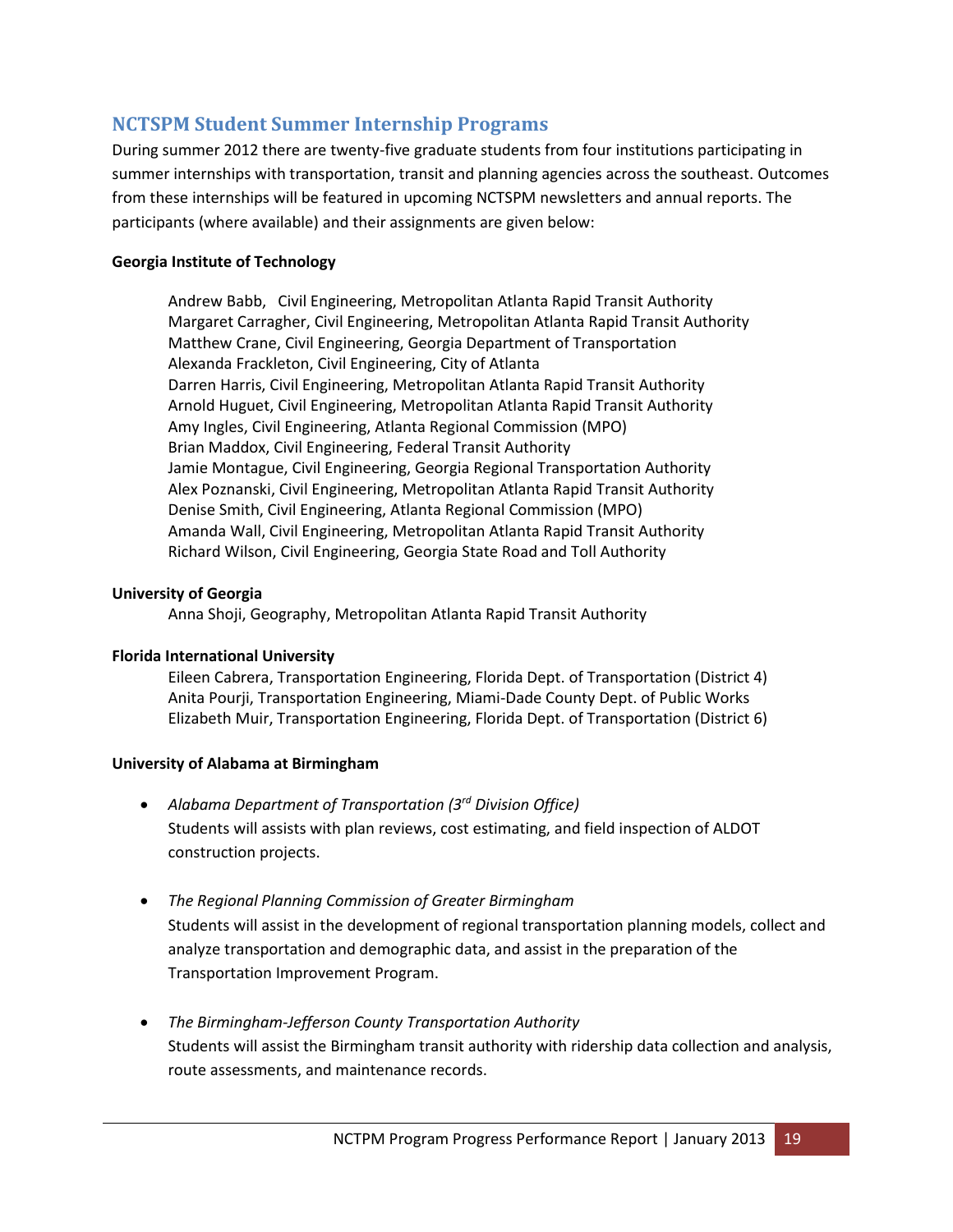## NCTSPM Student Summer Internship Programs

During summer 2012 there are twenty-five graduate students from four institutions participating in summer internships with transportation, transit and planning agencies across the southeast. Outcomes from these internships will be featured in upcoming NCTSPM newsletters and annual reports. The participants (where available) and their assignments are given below:

**Georgia Institute of Technology**

Andrew Babb, Civil Engineering, Metropolitan Atlanta Rapid Transit Authority
Margaret Carragher, Civil Engineering, Metropolitan Atlanta Rapid Transit Authority
Matthew Crane, Civil Engineering, Georgia Department of Transportation
Alexanda Frackleton, Civil Engineering, City of Atlanta
Darren Harris, Civil Engineering, Metropolitan Atlanta Rapid Transit Authority
Arnold Huguet, Civil Engineering, Metropolitan Atlanta Rapid Transit Authority
Amy Ingles, Civil Engineering, Atlanta Regional Commission (MPO)
Brian Maddox, Civil Engineering, Federal Transit Authority
Jamie Montague, Civil Engineering, Georgia Regional Transportation Authority
Alex Poznanski, Civil Engineering, Metropolitan Atlanta Rapid Transit Authority
Denise Smith, Civil Engineering, Atlanta Regional Commission (MPO)
Amanda Wall, Civil Engineering, Metropolitan Atlanta Rapid Transit Authority
Richard Wilson, Civil Engineering, Georgia State Road and Toll Authority

**University of Georgia**

Anna Shoji, Geography, Metropolitan Atlanta Rapid Transit Authority

**Florida International University**

Eileen Cabrera, Transportation Engineering, Florida Dept. of Transportation (District 4)
Anita Pourji, Transportation Engineering, Miami-Dade County Dept. of Public Works
Elizabeth Muir, Transportation Engineering, Florida Dept. of Transportation (District 6)

**University of Alabama at Birmingham**

- *Alabama Department of Transportation (3rd Division Office)*
  Students will assists with plan reviews, cost estimating, and field inspection of ALDOT construction projects.

- *The Regional Planning Commission of Greater Birmingham*
  Students will assist in the development of regional transportation planning models, collect and analyze transportation and demographic data, and assist in the preparation of the Transportation Improvement Program.

- *The Birmingham-Jefferson County Transportation Authority*
  Students will assist the Birmingham transit authority with ridership data collection and analysis, route assessments, and maintenance records.